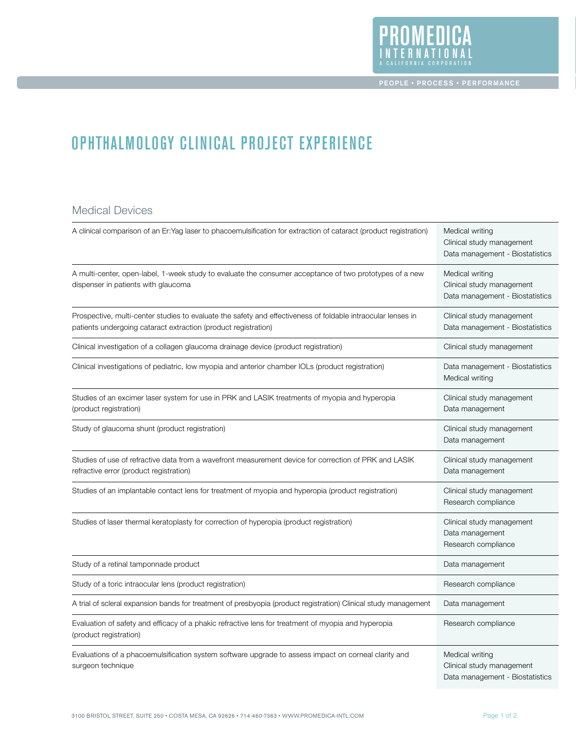# OPHTHALMOLOGY CLINICAL PROJECT EXPERIENCE

## Medical Devices

| Project | Services |
|---|---|
| A clinical comparison of an Er:Yag laser to phacoemulsification for extraction of cataract (product registration) | Medical writing<br>Clinical study management<br>Data management - Biostatistics |
| A multi-center, open-label, 1-week study to evaluate the consumer acceptance of two prototypes of a new dispenser in patients with glaucoma | Medical writing<br>Clinical study management<br>Data management - Biostatistics |
| Prospective, multi-center studies to evaluate the safety and effectiveness of foldable intraocular lenses in patients undergoing cataract extraction (product registration) | Clinical study management<br>Data management - Biostatistics |
| Clinical investigation of a collagen glaucoma drainage device (product registration) | Clinical study management |
| Clinical investigations of pediatric, low myopia and anterior chamber IOLs (product registration) | Data management - Biostatistics<br>Medical writing |
| Studies of an excimer laser system for use in PRK and LASIK treatments of myopia and hyperopia (product registration) | Clinical study management<br>Data management |
| Study of glaucoma shunt (product registration) | Clinical study management<br>Data management |
| Studies of use of refractive data from a wavefront measurement device for correction of PRK and LASIK refractive error (product registration) | Clinical study management<br>Data management |
| Studies of an implantable contact lens for treatment of myopia and hyperopia (product registration) | Clinical study management<br>Research compliance |
| Studies of laser thermal keratoplasty for correction of hyperopia (product registration) | Clinical study management<br>Data management<br>Research compliance |
| Study of a retinal tamponnade product | Data management |
| Study of a toric intraocular lens (product registration) | Research compliance |
| A trial of scleral expansion bands for treatment of presbyopia (product registration) Clinical study management | Data management |
| Evaluation of safety and efficacy of a phakic refractive lens for treatment of myopia and hyperopia (product registration) | Research compliance |
| Evaluations of a phacoemulsification system software upgrade to assess impact on corneal clarity and surgeon technique | Medical writing<br>Clinical study management<br>Data management - Biostatistics |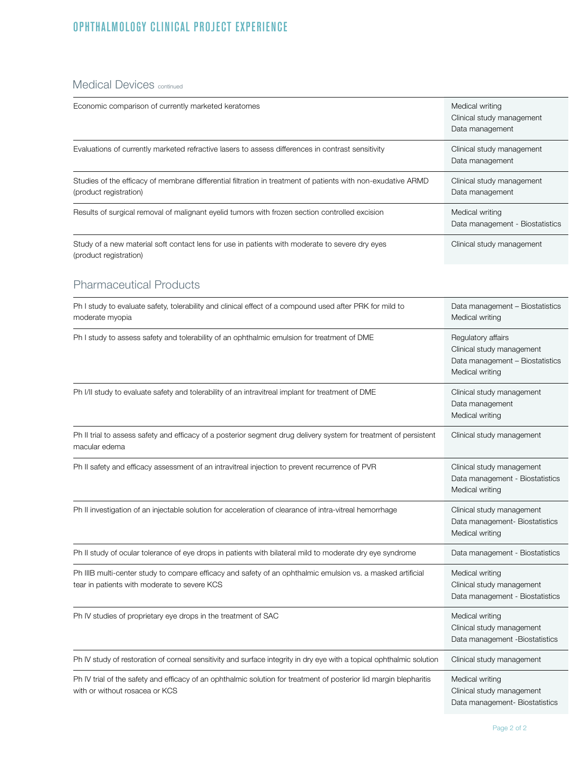# OPHTHALMOLOGY CLINICAL PROJECT EXPERIENCE

## Medical Devices continued

| | |
|---|---|
| Economic comparison of currently marketed keratomes | Medical writing<br>Clinical study management<br>Data management |
| Evaluations of currently marketed refractive lasers to assess differences in contrast sensitivity | Clinical study management<br>Data management |
| Studies of the efficacy of membrane differential filtration in treatment of patients with non-exudative ARMD (product registration) | Clinical study management<br>Data management |
| Results of surgical removal of malignant eyelid tumors with frozen section controlled excision | Medical writing<br>Data management - Biostatistics |
| Study of a new material soft contact lens for use in patients with moderate to severe dry eyes (product registration) | Clinical study management |

## Pharmaceutical Products

| | |
|---|---|
| Ph I study to evaluate safety, tolerability and clinical effect of a compound used after PRK for mild to moderate myopia | Data management – Biostatistics<br>Medical writing |
| Ph I study to assess safety and tolerability of an ophthalmic emulsion for treatment of DME | Regulatory affairs<br>Clinical study management<br>Data management – Biostatistics<br>Medical writing |
| Ph I/II study to evaluate safety and tolerability of an intravitreal implant for treatment of DME | Clinical study management<br>Data management<br>Medical writing |
| Ph II trial to assess safety and efficacy of a posterior segment drug delivery system for treatment of persistent macular edema | Clinical study management |
| Ph II safety and efficacy assessment of an intravitreal injection to prevent recurrence of PVR | Clinical study management<br>Data management - Biostatistics<br>Medical writing |
| Ph II investigation of an injectable solution for acceleration of clearance of intra-vitreal hemorrhage | Clinical study management<br>Data management- Biostatistics<br>Medical writing |
| Ph II study of ocular tolerance of eye drops in patients with bilateral mild to moderate dry eye syndrome | Data management - Biostatistics |
| Ph IIIB multi-center study to compare efficacy and safety of an ophthalmic emulsion vs. a masked artificial tear in patients with moderate to severe KCS | Medical writing<br>Clinical study management<br>Data management - Biostatistics |
| Ph IV studies of proprietary eye drops in the treatment of SAC | Medical writing<br>Clinical study management<br>Data management -Biostatistics |
| Ph IV study of restoration of corneal sensitivity and surface integrity in dry eye with a topical ophthalmic solution | Clinical study management |
| Ph IV trial of the safety and efficacy of an ophthalmic solution for treatment of posterior lid margin blepharitis with or without rosacea or KCS | Medical writing<br>Clinical study management<br>Data management- Biostatistics |